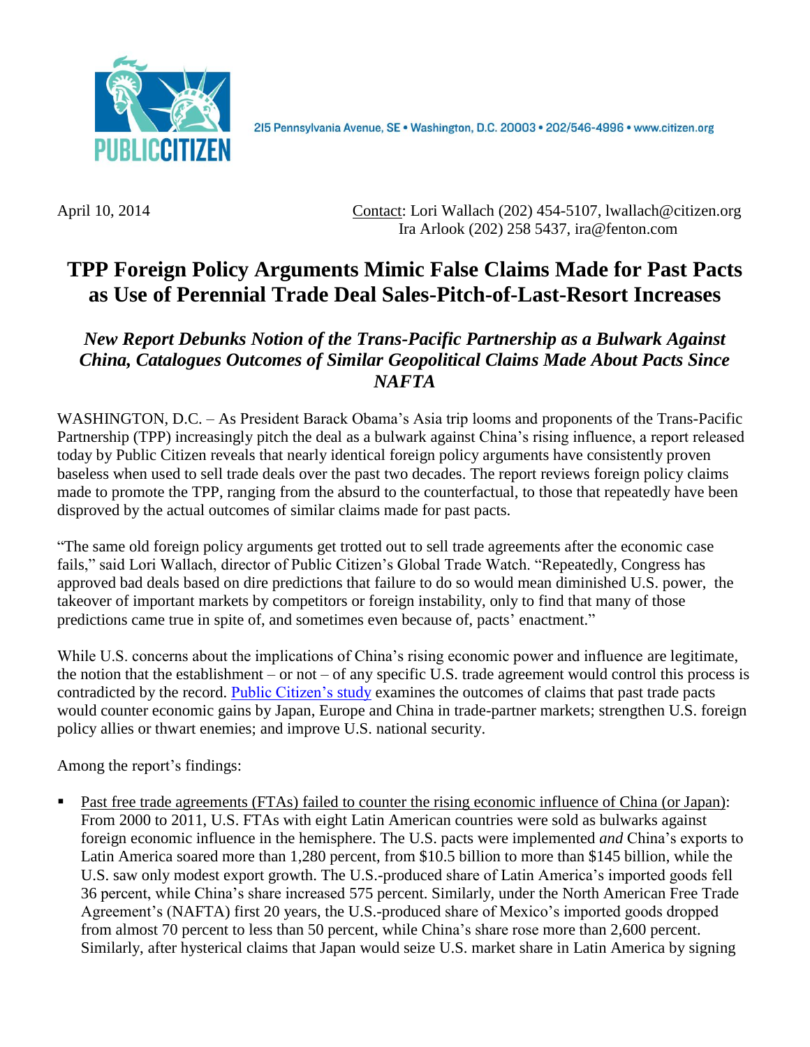PUBLIC CITIZEN

215 Pennsylvania Avenue, SE • Washington, D.C. 20003 • 202/546-4996 • www.citizen.org

April 10, 2014

Contact: Lori Wallach (202) 454-5107, lwallach@citizen.org
Ira Arlook (202) 258 5437, ira@fenton.com

# TPP Foreign Policy Arguments Mimic False Claims Made for Past Pacts as Use of Perennial Trade Deal Sales-Pitch-of-Last-Resort Increases

## *New Report Debunks Notion of the Trans-Pacific Partnership as a Bulwark Against China, Catalogues Outcomes of Similar Geopolitical Claims Made About Pacts Since NAFTA*

WASHINGTON, D.C. – As President Barack Obama's Asia trip looms and proponents of the Trans-Pacific Partnership (TPP) increasingly pitch the deal as a bulwark against China's rising influence, a report released today by Public Citizen reveals that nearly identical foreign policy arguments have consistently proven baseless when used to sell trade deals over the past two decades. The report reviews foreign policy claims made to promote the TPP, ranging from the absurd to the counterfactual, to those that repeatedly have been disproved by the actual outcomes of similar claims made for past pacts.

"The same old foreign policy arguments get trotted out to sell trade agreements after the economic case fails," said Lori Wallach, director of Public Citizen's Global Trade Watch. "Repeatedly, Congress has approved bad deals based on dire predictions that failure to do so would mean diminished U.S. power, the takeover of important markets by competitors or foreign instability, only to find that many of those predictions came true in spite of, and sometimes even because of, pacts' enactment."

While U.S. concerns about the implications of China's rising economic power and influence are legitimate, the notion that the establishment – or not – of any specific U.S. trade agreement would control this process is contradicted by the record. Public Citizen's study examines the outcomes of claims that past trade pacts would counter economic gains by Japan, Europe and China in trade-partner markets; strengthen U.S. foreign policy allies or thwart enemies; and improve U.S. national security.

Among the report's findings:

- Past free trade agreements (FTAs) failed to counter the rising economic influence of China (or Japan): From 2000 to 2011, U.S. FTAs with eight Latin American countries were sold as bulwarks against foreign economic influence in the hemisphere. The U.S. pacts were implemented *and* China's exports to Latin America soared more than 1,280 percent, from $10.5 billion to more than $145 billion, while the U.S. saw only modest export growth. The U.S.-produced share of Latin America's imported goods fell 36 percent, while China's share increased 575 percent. Similarly, under the North American Free Trade Agreement's (NAFTA) first 20 years, the U.S.-produced share of Mexico's imported goods dropped from almost 70 percent to less than 50 percent, while China's share rose more than 2,600 percent. Similarly, after hysterical claims that Japan would seize U.S. market share in Latin America by signing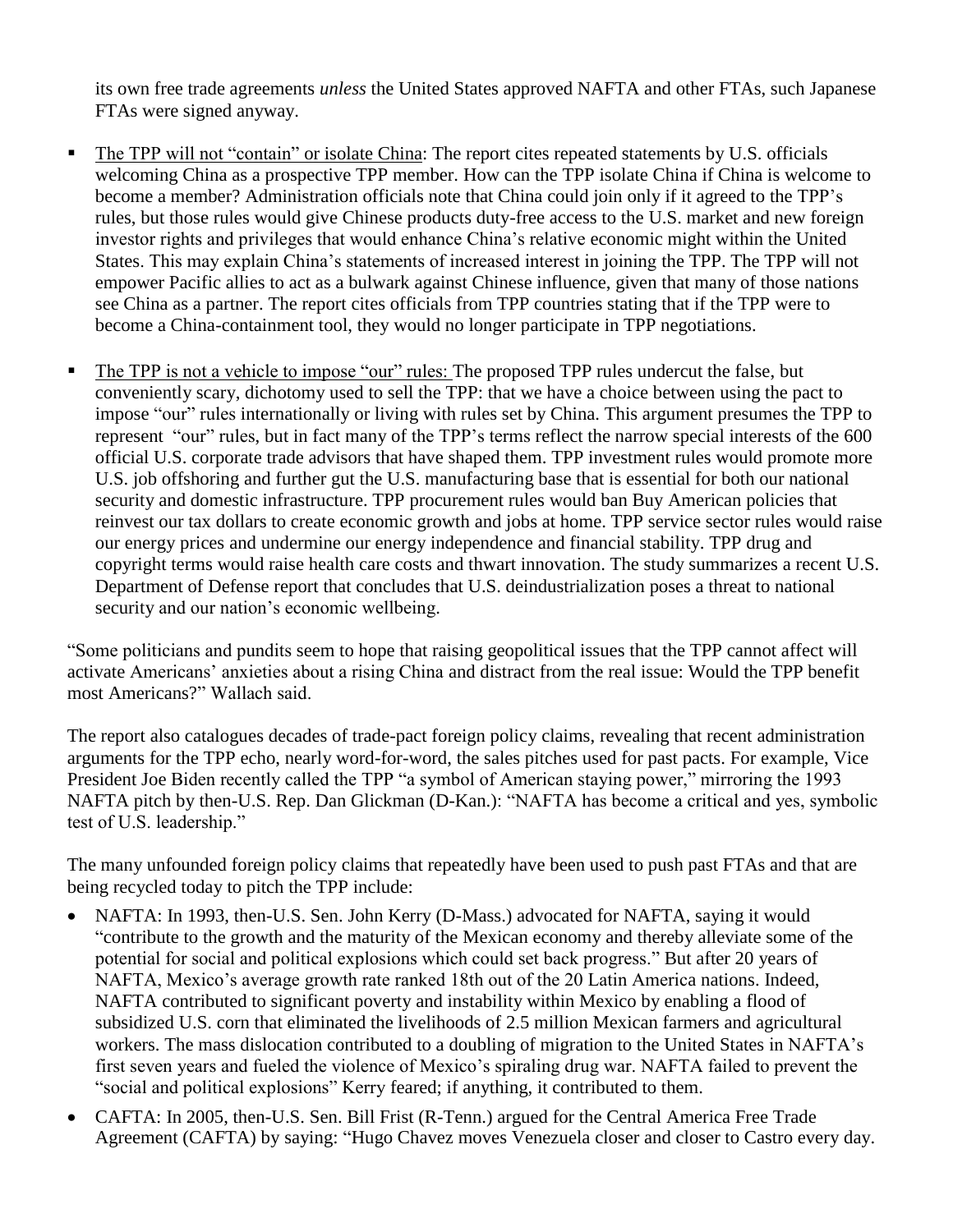its own free trade agreements *unless* the United States approved NAFTA and other FTAs, such Japanese FTAs were signed anyway.

- The TPP will not "contain" or isolate China: The report cites repeated statements by U.S. officials welcoming China as a prospective TPP member. How can the TPP isolate China if China is welcome to become a member? Administration officials note that China could join only if it agreed to the TPP's rules, but those rules would give Chinese products duty-free access to the U.S. market and new foreign investor rights and privileges that would enhance China's relative economic might within the United States. This may explain China's statements of increased interest in joining the TPP. The TPP will not empower Pacific allies to act as a bulwark against Chinese influence, given that many of those nations see China as a partner. The report cites officials from TPP countries stating that if the TPP were to become a China-containment tool, they would no longer participate in TPP negotiations.

- The TPP is not a vehicle to impose "our" rules: The proposed TPP rules undercut the false, but conveniently scary, dichotomy used to sell the TPP: that we have a choice between using the pact to impose "our" rules internationally or living with rules set by China. This argument presumes the TPP to represent "our" rules, but in fact many of the TPP's terms reflect the narrow special interests of the 600 official U.S. corporate trade advisors that have shaped them. TPP investment rules would promote more U.S. job offshoring and further gut the U.S. manufacturing base that is essential for both our national security and domestic infrastructure. TPP procurement rules would ban Buy American policies that reinvest our tax dollars to create economic growth and jobs at home. TPP service sector rules would raise our energy prices and undermine our energy independence and financial stability. TPP drug and copyright terms would raise health care costs and thwart innovation. The study summarizes a recent U.S. Department of Defense report that concludes that U.S. deindustrialization poses a threat to national security and our nation's economic wellbeing.

"Some politicians and pundits seem to hope that raising geopolitical issues that the TPP cannot affect will activate Americans' anxieties about a rising China and distract from the real issue: Would the TPP benefit most Americans?" Wallach said.

The report also catalogues decades of trade-pact foreign policy claims, revealing that recent administration arguments for the TPP echo, nearly word-for-word, the sales pitches used for past pacts. For example, Vice President Joe Biden recently called the TPP "a symbol of American staying power," mirroring the 1993 NAFTA pitch by then-U.S. Rep. Dan Glickman (D-Kan.): "NAFTA has become a critical and yes, symbolic test of U.S. leadership."

The many unfounded foreign policy claims that repeatedly have been used to push past FTAs and that are being recycled today to pitch the TPP include:

- NAFTA: In 1993, then-U.S. Sen. John Kerry (D-Mass.) advocated for NAFTA, saying it would "contribute to the growth and the maturity of the Mexican economy and thereby alleviate some of the potential for social and political explosions which could set back progress." But after 20 years of NAFTA, Mexico's average growth rate ranked 18th out of the 20 Latin America nations. Indeed, NAFTA contributed to significant poverty and instability within Mexico by enabling a flood of subsidized U.S. corn that eliminated the livelihoods of 2.5 million Mexican farmers and agricultural workers. The mass dislocation contributed to a doubling of migration to the United States in NAFTA's first seven years and fueled the violence of Mexico's spiraling drug war. NAFTA failed to prevent the "social and political explosions" Kerry feared; if anything, it contributed to them.
- CAFTA: In 2005, then-U.S. Sen. Bill Frist (R-Tenn.) argued for the Central America Free Trade Agreement (CAFTA) by saying: "Hugo Chavez moves Venezuela closer and closer to Castro every day.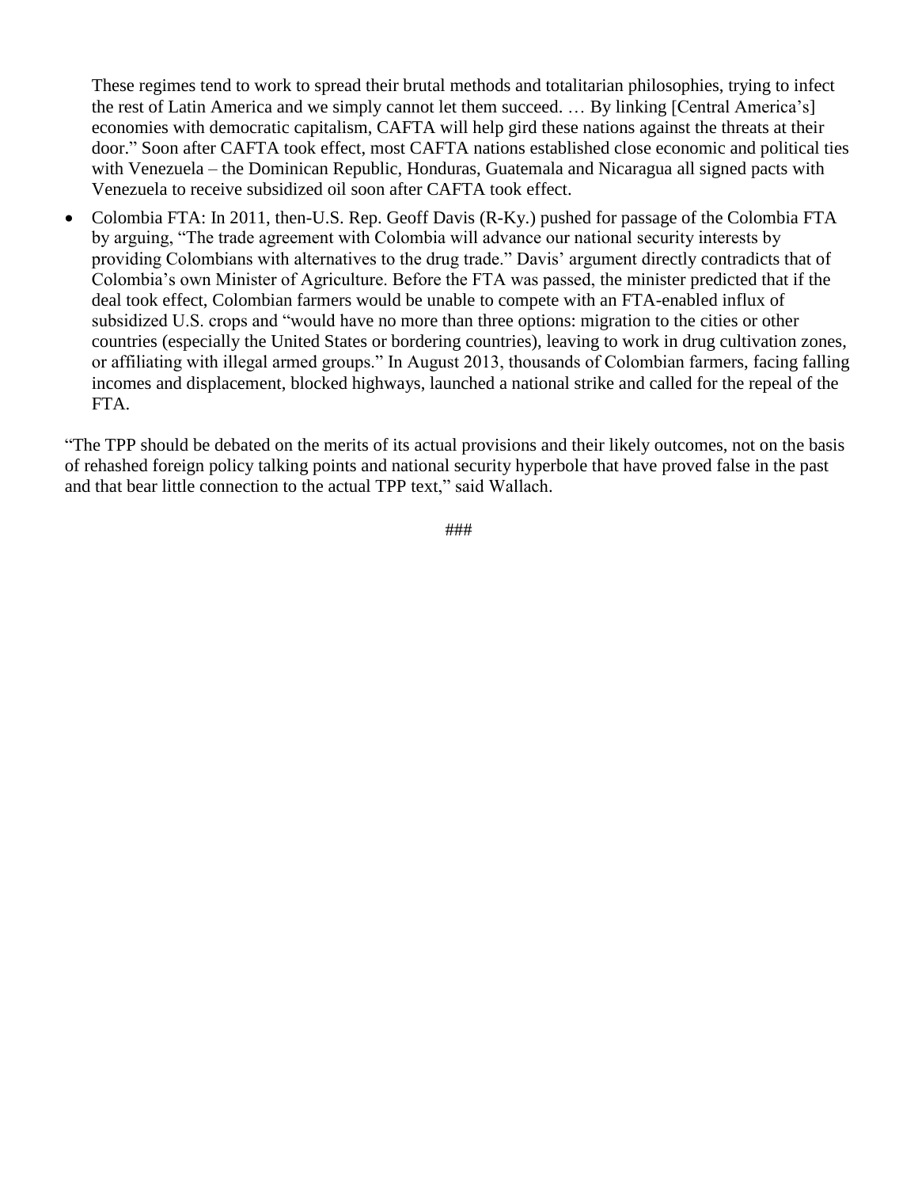These regimes tend to work to spread their brutal methods and totalitarian philosophies, trying to infect the rest of Latin America and we simply cannot let them succeed. … By linking [Central America's] economies with democratic capitalism, CAFTA will help gird these nations against the threats at their door." Soon after CAFTA took effect, most CAFTA nations established close economic and political ties with Venezuela – the Dominican Republic, Honduras, Guatemala and Nicaragua all signed pacts with Venezuela to receive subsidized oil soon after CAFTA took effect.

- Colombia FTA: In 2011, then-U.S. Rep. Geoff Davis (R-Ky.) pushed for passage of the Colombia FTA by arguing, "The trade agreement with Colombia will advance our national security interests by providing Colombians with alternatives to the drug trade." Davis' argument directly contradicts that of Colombia's own Minister of Agriculture. Before the FTA was passed, the minister predicted that if the deal took effect, Colombian farmers would be unable to compete with an FTA-enabled influx of subsidized U.S. crops and "would have no more than three options: migration to the cities or other countries (especially the United States or bordering countries), leaving to work in drug cultivation zones, or affiliating with illegal armed groups." In August 2013, thousands of Colombian farmers, facing falling incomes and displacement, blocked highways, launched a national strike and called for the repeal of the FTA.

"The TPP should be debated on the merits of its actual provisions and their likely outcomes, not on the basis of rehashed foreign policy talking points and national security hyperbole that have proved false in the past and that bear little connection to the actual TPP text," said Wallach.

###